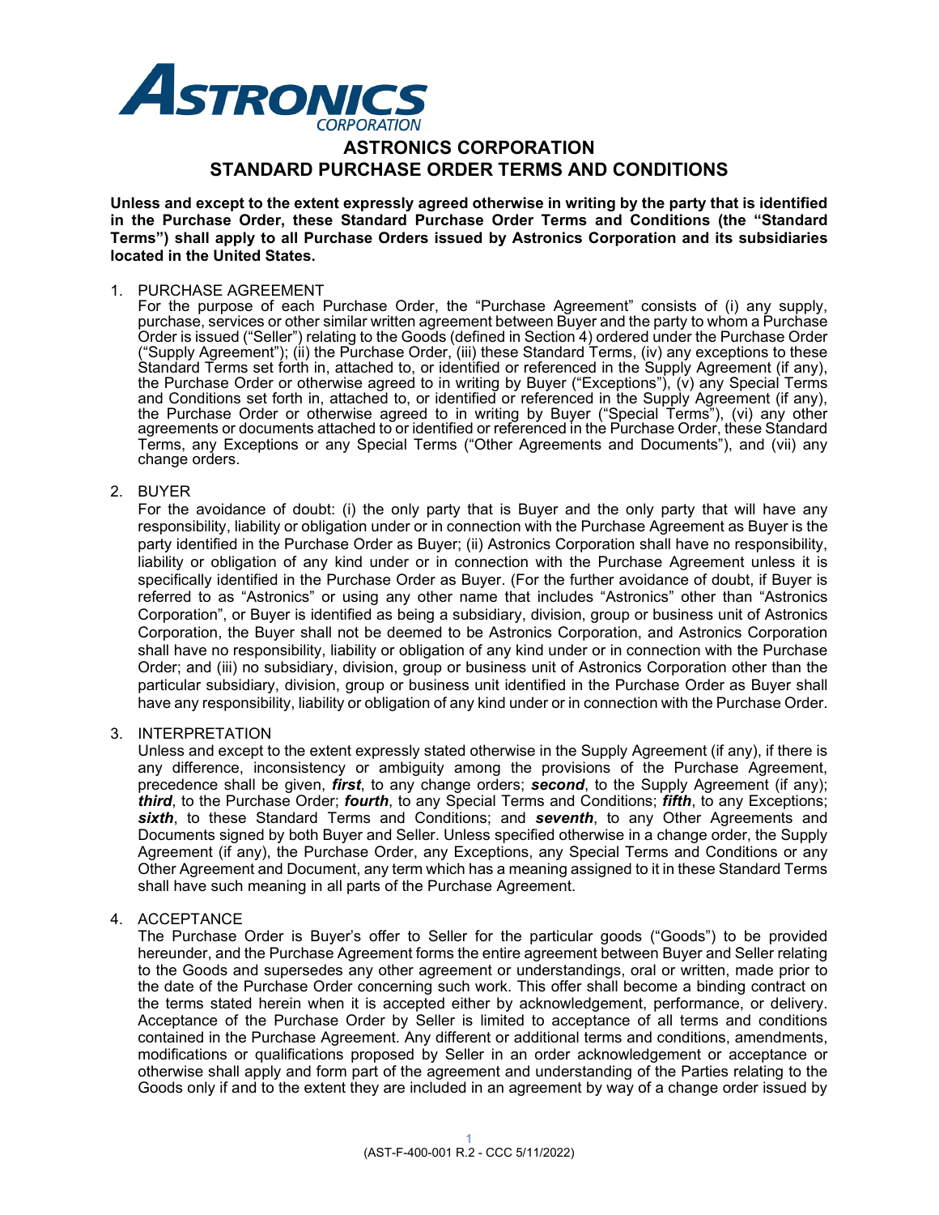**ASTRONICS CORPORATION**

# ASTRONICS CORPORATION STANDARD PURCHASE ORDER TERMS AND CONDITIONS

**Unless and except to the extent expressly agreed otherwise in writing by the party that is identified in the Purchase Order, these Standard Purchase Order Terms and Conditions (the "Standard Terms") shall apply to all Purchase Orders issued by Astronics Corporation and its subsidiaries located in the United States.**

1. PURCHASE AGREEMENT

   For the purpose of each Purchase Order, the "Purchase Agreement" consists of (i) any supply, purchase, services or other similar written agreement between Buyer and the party to whom a Purchase Order is issued ("Seller") relating to the Goods (defined in Section 4) ordered under the Purchase Order ("Supply Agreement"); (ii) the Purchase Order, (iii) these Standard Terms, (iv) any exceptions to these Standard Terms set forth in, attached to, or identified or referenced in the Supply Agreement (if any), the Purchase Order or otherwise agreed to in writing by Buyer ("Exceptions"), (v) any Special Terms and Conditions set forth in, attached to, or identified or referenced in the Supply Agreement (if any), the Purchase Order or otherwise agreed to in writing by Buyer ("Special Terms"), (vi) any other agreements or documents attached to or identified or referenced in the Purchase Order, these Standard Terms, any Exceptions or any Special Terms ("Other Agreements and Documents"), and (vii) any change orders.

2. BUYER

   For the avoidance of doubt: (i) the only party that is Buyer and the only party that will have any responsibility, liability or obligation under or in connection with the Purchase Agreement as Buyer is the party identified in the Purchase Order as Buyer; (ii) Astronics Corporation shall have no responsibility, liability or obligation of any kind under or in connection with the Purchase Agreement unless it is specifically identified in the Purchase Order as Buyer. (For the further avoidance of doubt, if Buyer is referred to as "Astronics" or using any other name that includes "Astronics" other than "Astronics Corporation", or Buyer is identified as being a subsidiary, division, group or business unit of Astronics Corporation, the Buyer shall not be deemed to be Astronics Corporation, and Astronics Corporation shall have no responsibility, liability or obligation of any kind under or in connection with the Purchase Order; and (iii) no subsidiary, division, group or business unit of Astronics Corporation other than the particular subsidiary, division, group or business unit identified in the Purchase Order as Buyer shall have any responsibility, liability or obligation of any kind under or in connection with the Purchase Order.

3. INTERPRETATION

   Unless and except to the extent expressly stated otherwise in the Supply Agreement (if any), if there is any difference, inconsistency or ambiguity among the provisions of the Purchase Agreement, precedence shall be given, ***first***, to any change orders; ***second***, to the Supply Agreement (if any); ***third***, to the Purchase Order; ***fourth***, to any Special Terms and Conditions; ***fifth***, to any Exceptions; ***sixth***, to these Standard Terms and Conditions; and ***seventh***, to any Other Agreements and Documents signed by both Buyer and Seller. Unless specified otherwise in a change order, the Supply Agreement (if any), the Purchase Order, any Exceptions, any Special Terms and Conditions or any Other Agreement and Document, any term which has a meaning assigned to it in these Standard Terms shall have such meaning in all parts of the Purchase Agreement.

4. ACCEPTANCE

   The Purchase Order is Buyer's offer to Seller for the particular goods ("Goods") to be provided hereunder, and the Purchase Agreement forms the entire agreement between Buyer and Seller relating to the Goods and supersedes any other agreement or understandings, oral or written, made prior to the date of the Purchase Order concerning such work. This offer shall become a binding contract on the terms stated herein when it is accepted either by acknowledgement, performance, or delivery. Acceptance of the Purchase Order by Seller is limited to acceptance of all terms and conditions contained in the Purchase Agreement. Any different or additional terms and conditions, amendments, modifications or qualifications proposed by Seller in an order acknowledgement or acceptance or otherwise shall apply and form part of the agreement and understanding of the Parties relating to the Goods only if and to the extent they are included in an agreement by way of a change order issued by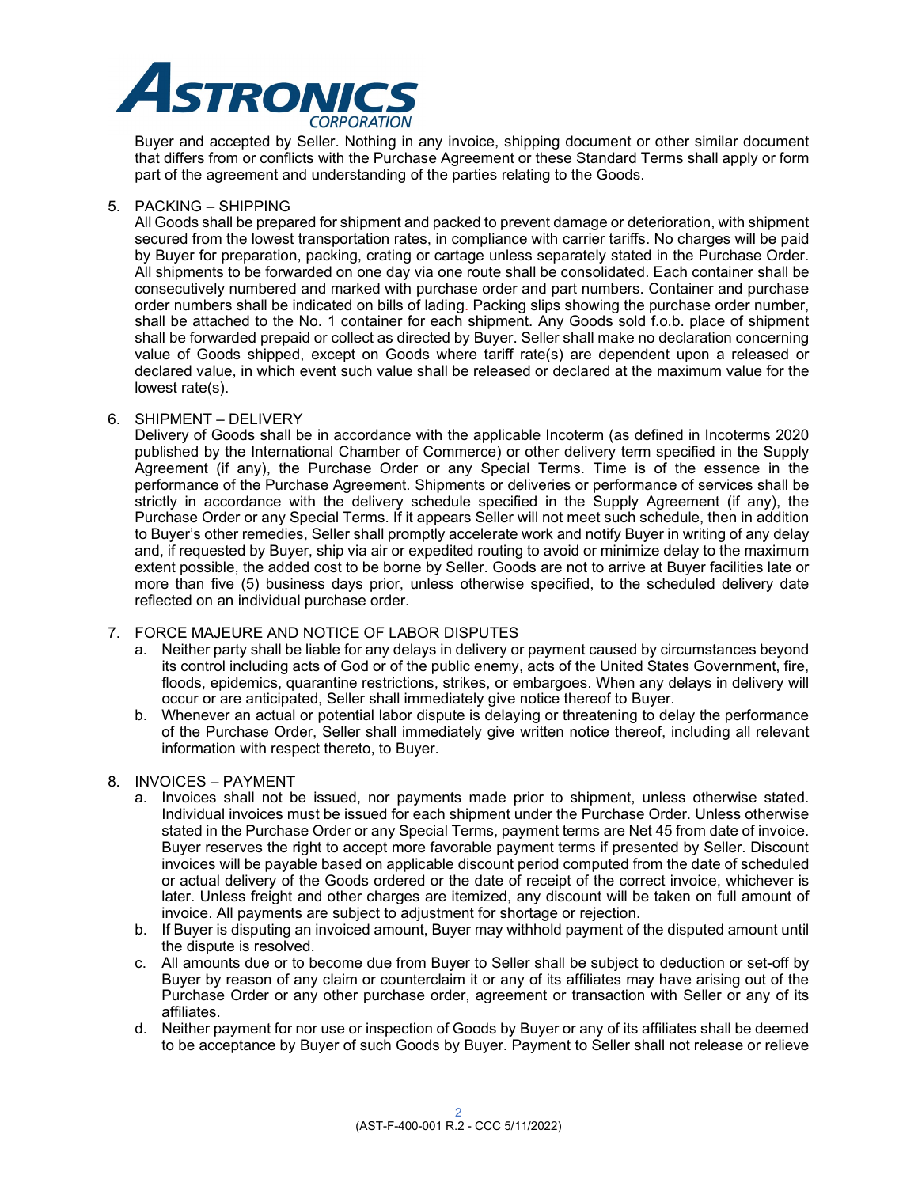Buyer and accepted by Seller. Nothing in any invoice, shipping document or other similar document that differs from or conflicts with the Purchase Agreement or these Standard Terms shall apply or form part of the agreement and understanding of the parties relating to the Goods.

5. PACKING – SHIPPING

   All Goods shall be prepared for shipment and packed to prevent damage or deterioration, with shipment secured from the lowest transportation rates, in compliance with carrier tariffs. No charges will be paid by Buyer for preparation, packing, crating or cartage unless separately stated in the Purchase Order. All shipments to be forwarded on one day via one route shall be consolidated. Each container shall be consecutively numbered and marked with purchase order and part numbers. Container and purchase order numbers shall be indicated on bills of lading. Packing slips showing the purchase order number, shall be attached to the No. 1 container for each shipment. Any Goods sold f.o.b. place of shipment shall be forwarded prepaid or collect as directed by Buyer. Seller shall make no declaration concerning value of Goods shipped, except on Goods where tariff rate(s) are dependent upon a released or declared value, in which event such value shall be released or declared at the maximum value for the lowest rate(s).

6. SHIPMENT – DELIVERY

   Delivery of Goods shall be in accordance with the applicable Incoterm (as defined in Incoterms 2020 published by the International Chamber of Commerce) or other delivery term specified in the Supply Agreement (if any), the Purchase Order or any Special Terms. Time is of the essence in the performance of the Purchase Agreement. Shipments or deliveries or performance of services shall be strictly in accordance with the delivery schedule specified in the Supply Agreement (if any), the Purchase Order or any Special Terms. If it appears Seller will not meet such schedule, then in addition to Buyer's other remedies, Seller shall promptly accelerate work and notify Buyer in writing of any delay and, if requested by Buyer, ship via air or expedited routing to avoid or minimize delay to the maximum extent possible, the added cost to be borne by Seller. Goods are not to arrive at Buyer facilities late or more than five (5) business days prior, unless otherwise specified, to the scheduled delivery date reflected on an individual purchase order.

7. FORCE MAJEURE AND NOTICE OF LABOR DISPUTES

   a. Neither party shall be liable for any delays in delivery or payment caused by circumstances beyond its control including acts of God or of the public enemy, acts of the United States Government, fire, floods, epidemics, quarantine restrictions, strikes, or embargoes. When any delays in delivery will occur or are anticipated, Seller shall immediately give notice thereof to Buyer.
   b. Whenever an actual or potential labor dispute is delaying or threatening to delay the performance of the Purchase Order, Seller shall immediately give written notice thereof, including all relevant information with respect thereto, to Buyer.

8. INVOICES – PAYMENT

   a. Invoices shall not be issued, nor payments made prior to shipment, unless otherwise stated. Individual invoices must be issued for each shipment under the Purchase Order. Unless otherwise stated in the Purchase Order or any Special Terms, payment terms are Net 45 from date of invoice. Buyer reserves the right to accept more favorable payment terms if presented by Seller. Discount invoices will be payable based on applicable discount period computed from the date of scheduled or actual delivery of the Goods ordered or the date of receipt of the correct invoice, whichever is later. Unless freight and other charges are itemized, any discount will be taken on full amount of invoice. All payments are subject to adjustment for shortage or rejection.
   b. If Buyer is disputing an invoiced amount, Buyer may withhold payment of the disputed amount until the dispute is resolved.
   c. All amounts due or to become due from Buyer to Seller shall be subject to deduction or set-off by Buyer by reason of any claim or counterclaim it or any of its affiliates may have arising out of the Purchase Order or any other purchase order, agreement or transaction with Seller or any of its affiliates.
   d. Neither payment for nor use or inspection of Goods by Buyer or any of its affiliates shall be deemed to be acceptance by Buyer of such Goods by Buyer. Payment to Seller shall not release or relieve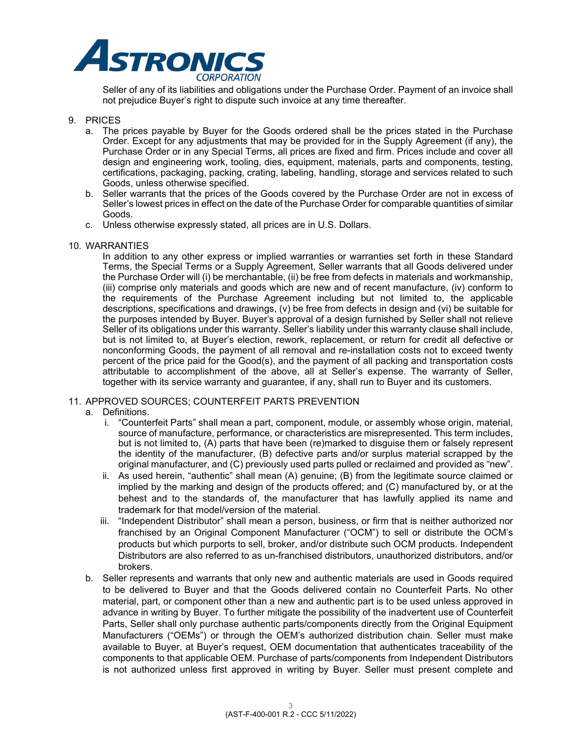Seller of any of its liabilities and obligations under the Purchase Order. Payment of an invoice shall not prejudice Buyer's right to dispute such invoice at any time thereafter.

9. PRICES
   a. The prices payable by Buyer for the Goods ordered shall be the prices stated in the Purchase Order. Except for any adjustments that may be provided for in the Supply Agreement (if any), the Purchase Order or in any Special Terms, all prices are fixed and firm. Prices include and cover all design and engineering work, tooling, dies, equipment, materials, parts and components, testing, certifications, packaging, packing, crating, labeling, handling, storage and services related to such Goods, unless otherwise specified.
   b. Seller warrants that the prices of the Goods covered by the Purchase Order are not in excess of Seller's lowest prices in effect on the date of the Purchase Order for comparable quantities of similar Goods.
   c. Unless otherwise expressly stated, all prices are in U.S. Dollars.

10. WARRANTIES

    In addition to any other express or implied warranties or warranties set forth in these Standard Terms, the Special Terms or a Supply Agreement, Seller warrants that all Goods delivered under the Purchase Order will (i) be merchantable, (ii) be free from defects in materials and workmanship, (iii) comprise only materials and goods which are new and of recent manufacture, (iv) conform to the requirements of the Purchase Agreement including but not limited to, the applicable descriptions, specifications and drawings, (v) be free from defects in design and (vi) be suitable for the purposes intended by Buyer. Buyer's approval of a design furnished by Seller shall not relieve Seller of its obligations under this warranty. Seller's liability under this warranty clause shall include, but is not limited to, at Buyer's election, rework, replacement, or return for credit all defective or nonconforming Goods, the payment of all removal and re-installation costs not to exceed twenty percent of the price paid for the Good(s), and the payment of all packing and transportation costs attributable to accomplishment of the above, all at Seller's expense. The warranty of Seller, together with its service warranty and guarantee, if any, shall run to Buyer and its customers.

11. APPROVED SOURCES; COUNTERFEIT PARTS PREVENTION
    a. Definitions.
       i. "Counterfeit Parts" shall mean a part, component, module, or assembly whose origin, material, source of manufacture, performance, or characteristics are misrepresented. This term includes, but is not limited to, (A) parts that have been (re)marked to disguise them or falsely represent the identity of the manufacturer, (B) defective parts and/or surplus material scrapped by the original manufacturer, and (C) previously used parts pulled or reclaimed and provided as "new".
       ii. As used herein, "authentic" shall mean (A) genuine; (B) from the legitimate source claimed or implied by the marking and design of the products offered; and (C) manufactured by, or at the behest and to the standards of, the manufacturer that has lawfully applied its name and trademark for that model/version of the material.
       iii. "Independent Distributor" shall mean a person, business, or firm that is neither authorized nor franchised by an Original Component Manufacturer ("OCM") to sell or distribute the OCM's products but which purports to sell, broker, and/or distribute such OCM products. Independent Distributors are also referred to as un-franchised distributors, unauthorized distributors, and/or brokers.
    b. Seller represents and warrants that only new and authentic materials are used in Goods required to be delivered to Buyer and that the Goods delivered contain no Counterfeit Parts. No other material, part, or component other than a new and authentic part is to be used unless approved in advance in writing by Buyer. To further mitigate the possibility of the inadvertent use of Counterfeit Parts, Seller shall only purchase authentic parts/components directly from the Original Equipment Manufacturers ("OEMs") or through the OEM's authorized distribution chain. Seller must make available to Buyer, at Buyer's request, OEM documentation that authenticates traceability of the components to that applicable OEM. Purchase of parts/components from Independent Distributors is not authorized unless first approved in writing by Buyer. Seller must present complete and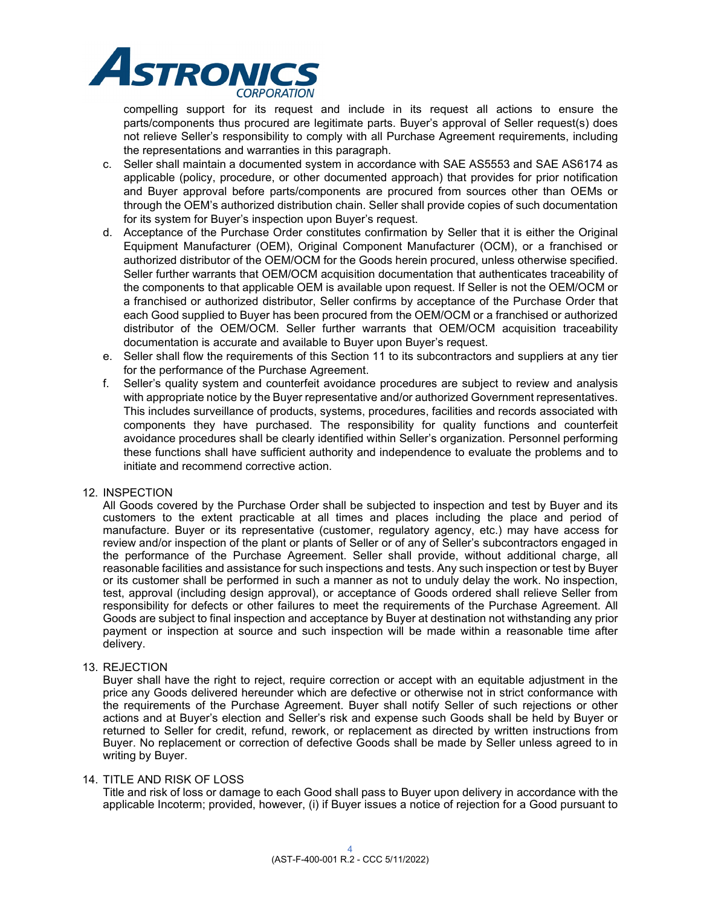compelling support for its request and include in its request all actions to ensure the parts/components thus procured are legitimate parts. Buyer's approval of Seller request(s) does not relieve Seller's responsibility to comply with all Purchase Agreement requirements, including the representations and warranties in this paragraph.

c. Seller shall maintain a documented system in accordance with SAE AS5553 and SAE AS6174 as applicable (policy, procedure, or other documented approach) that provides for prior notification and Buyer approval before parts/components are procured from sources other than OEMs or through the OEM's authorized distribution chain. Seller shall provide copies of such documentation for its system for Buyer's inspection upon Buyer's request.

d. Acceptance of the Purchase Order constitutes confirmation by Seller that it is either the Original Equipment Manufacturer (OEM), Original Component Manufacturer (OCM), or a franchised or authorized distributor of the OEM/OCM for the Goods herein procured, unless otherwise specified. Seller further warrants that OEM/OCM acquisition documentation that authenticates traceability of the components to that applicable OEM is available upon request. If Seller is not the OEM/OCM or a franchised or authorized distributor, Seller confirms by acceptance of the Purchase Order that each Good supplied to Buyer has been procured from the OEM/OCM or a franchised or authorized distributor of the OEM/OCM. Seller further warrants that OEM/OCM acquisition traceability documentation is accurate and available to Buyer upon Buyer's request.

e. Seller shall flow the requirements of this Section 11 to its subcontractors and suppliers at any tier for the performance of the Purchase Agreement.

f. Seller's quality system and counterfeit avoidance procedures are subject to review and analysis with appropriate notice by the Buyer representative and/or authorized Government representatives. This includes surveillance of products, systems, procedures, facilities and records associated with components they have purchased. The responsibility for quality functions and counterfeit avoidance procedures shall be clearly identified within Seller's organization. Personnel performing these functions shall have sufficient authority and independence to evaluate the problems and to initiate and recommend corrective action.

12. INSPECTION

All Goods covered by the Purchase Order shall be subjected to inspection and test by Buyer and its customers to the extent practicable at all times and places including the place and period of manufacture. Buyer or its representative (customer, regulatory agency, etc.) may have access for review and/or inspection of the plant or plants of Seller or of any of Seller's subcontractors engaged in the performance of the Purchase Agreement. Seller shall provide, without additional charge, all reasonable facilities and assistance for such inspections and tests. Any such inspection or test by Buyer or its customer shall be performed in such a manner as not to unduly delay the work. No inspection, test, approval (including design approval), or acceptance of Goods ordered shall relieve Seller from responsibility for defects or other failures to meet the requirements of the Purchase Agreement. All Goods are subject to final inspection and acceptance by Buyer at destination not withstanding any prior payment or inspection at source and such inspection will be made within a reasonable time after delivery.

13. REJECTION

Buyer shall have the right to reject, require correction or accept with an equitable adjustment in the price any Goods delivered hereunder which are defective or otherwise not in strict conformance with the requirements of the Purchase Agreement. Buyer shall notify Seller of such rejections or other actions and at Buyer's election and Seller's risk and expense such Goods shall be held by Buyer or returned to Seller for credit, refund, rework, or replacement as directed by written instructions from Buyer. No replacement or correction of defective Goods shall be made by Seller unless agreed to in writing by Buyer.

14. TITLE AND RISK OF LOSS

Title and risk of loss or damage to each Good shall pass to Buyer upon delivery in accordance with the applicable Incoterm; provided, however, (i) if Buyer issues a notice of rejection for a Good pursuant to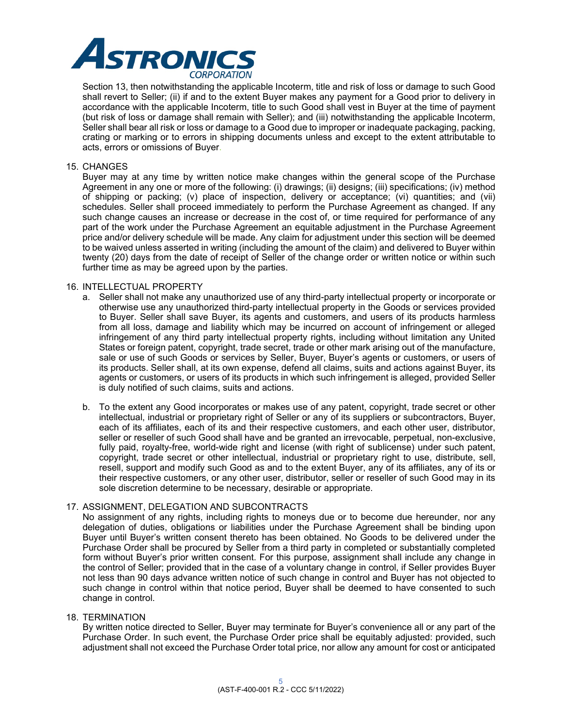Section 13, then notwithstanding the applicable Incoterm, title and risk of loss or damage to such Good shall revert to Seller; (ii) if and to the extent Buyer makes any payment for a Good prior to delivery in accordance with the applicable Incoterm, title to such Good shall vest in Buyer at the time of payment (but risk of loss or damage shall remain with Seller); and (iii) notwithstanding the applicable Incoterm, Seller shall bear all risk or loss or damage to a Good due to improper or inadequate packaging, packing, crating or marking or to errors in shipping documents unless and except to the extent attributable to acts, errors or omissions of Buyer.

15. CHANGES

Buyer may at any time by written notice make changes within the general scope of the Purchase Agreement in any one or more of the following: (i) drawings; (ii) designs; (iii) specifications; (iv) method of shipping or packing; (v) place of inspection, delivery or acceptance; (vi) quantities; and (vii) schedules. Seller shall proceed immediately to perform the Purchase Agreement as changed. If any such change causes an increase or decrease in the cost of, or time required for performance of any part of the work under the Purchase Agreement an equitable adjustment in the Purchase Agreement price and/or delivery schedule will be made. Any claim for adjustment under this section will be deemed to be waived unless asserted in writing (including the amount of the claim) and delivered to Buyer within twenty (20) days from the date of receipt of Seller of the change order or written notice or within such further time as may be agreed upon by the parties.

16. INTELLECTUAL PROPERTY

a. Seller shall not make any unauthorized use of any third-party intellectual property or incorporate or otherwise use any unauthorized third-party intellectual property in the Goods or services provided to Buyer. Seller shall save Buyer, its agents and customers, and users of its products harmless from all loss, damage and liability which may be incurred on account of infringement or alleged infringement of any third party intellectual property rights, including without limitation any United States or foreign patent, copyright, trade secret, trade or other mark arising out of the manufacture, sale or use of such Goods or services by Seller, Buyer, Buyer's agents or customers, or users of its products. Seller shall, at its own expense, defend all claims, suits and actions against Buyer, its agents or customers, or users of its products in which such infringement is alleged, provided Seller is duly notified of such claims, suits and actions.

b. To the extent any Good incorporates or makes use of any patent, copyright, trade secret or other intellectual, industrial or proprietary right of Seller or any of its suppliers or subcontractors, Buyer, each of its affiliates, each of its and their respective customers, and each other user, distributor, seller or reseller of such Good shall have and be granted an irrevocable, perpetual, non-exclusive, fully paid, royalty-free, world-wide right and license (with right of sublicense) under such patent, copyright, trade secret or other intellectual, industrial or proprietary right to use, distribute, sell, resell, support and modify such Good as and to the extent Buyer, any of its affiliates, any of its or their respective customers, or any other user, distributor, seller or reseller of such Good may in its sole discretion determine to be necessary, desirable or appropriate.

17. ASSIGNMENT, DELEGATION AND SUBCONTRACTS

No assignment of any rights, including rights to moneys due or to become due hereunder, nor any delegation of duties, obligations or liabilities under the Purchase Agreement shall be binding upon Buyer until Buyer's written consent thereto has been obtained. No Goods to be delivered under the Purchase Order shall be procured by Seller from a third party in completed or substantially completed form without Buyer's prior written consent. For this purpose, assignment shall include any change in the control of Seller; provided that in the case of a voluntary change in control, if Seller provides Buyer not less than 90 days advance written notice of such change in control and Buyer has not objected to such change in control within that notice period, Buyer shall be deemed to have consented to such change in control.

18. TERMINATION

By written notice directed to Seller, Buyer may terminate for Buyer's convenience all or any part of the Purchase Order. In such event, the Purchase Order price shall be equitably adjusted: provided, such adjustment shall not exceed the Purchase Order total price, nor allow any amount for cost or anticipated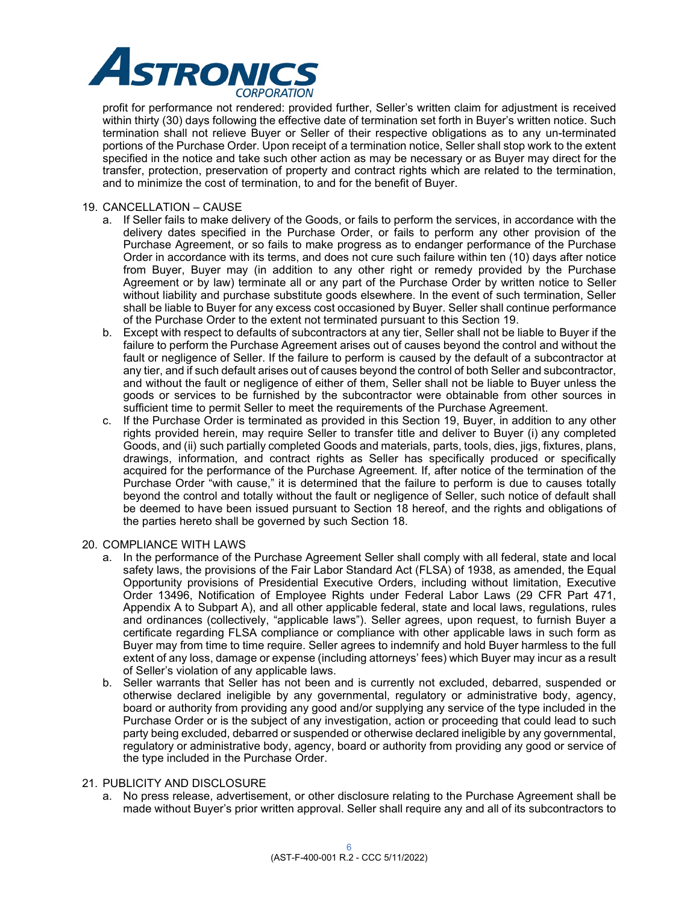profit for performance not rendered: provided further, Seller's written claim for adjustment is received within thirty (30) days following the effective date of termination set forth in Buyer's written notice. Such termination shall not relieve Buyer or Seller of their respective obligations as to any un-terminated portions of the Purchase Order. Upon receipt of a termination notice, Seller shall stop work to the extent specified in the notice and take such other action as may be necessary or as Buyer may direct for the transfer, protection, preservation of property and contract rights which are related to the termination, and to minimize the cost of termination, to and for the benefit of Buyer.

19. CANCELLATION – CAUSE
   a. If Seller fails to make delivery of the Goods, or fails to perform the services, in accordance with the delivery dates specified in the Purchase Order, or fails to perform any other provision of the Purchase Agreement, or so fails to make progress as to endanger performance of the Purchase Order in accordance with its terms, and does not cure such failure within ten (10) days after notice from Buyer, Buyer may (in addition to any other right or remedy provided by the Purchase Agreement or by law) terminate all or any part of the Purchase Order by written notice to Seller without liability and purchase substitute goods elsewhere. In the event of such termination, Seller shall be liable to Buyer for any excess cost occasioned by Buyer. Seller shall continue performance of the Purchase Order to the extent not terminated pursuant to this Section 19.
   b. Except with respect to defaults of subcontractors at any tier, Seller shall not be liable to Buyer if the failure to perform the Purchase Agreement arises out of causes beyond the control and without the fault or negligence of Seller. If the failure to perform is caused by the default of a subcontractor at any tier, and if such default arises out of causes beyond the control of both Seller and subcontractor, and without the fault or negligence of either of them, Seller shall not be liable to Buyer unless the goods or services to be furnished by the subcontractor were obtainable from other sources in sufficient time to permit Seller to meet the requirements of the Purchase Agreement.
   c. If the Purchase Order is terminated as provided in this Section 19, Buyer, in addition to any other rights provided herein, may require Seller to transfer title and deliver to Buyer (i) any completed Goods, and (ii) such partially completed Goods and materials, parts, tools, dies, jigs, fixtures, plans, drawings, information, and contract rights as Seller has specifically produced or specifically acquired for the performance of the Purchase Agreement. If, after notice of the termination of the Purchase Order "with cause," it is determined that the failure to perform is due to causes totally beyond the control and totally without the fault or negligence of Seller, such notice of default shall be deemed to have been issued pursuant to Section 18 hereof, and the rights and obligations of the parties hereto shall be governed by such Section 18.

20. COMPLIANCE WITH LAWS
   a. In the performance of the Purchase Agreement Seller shall comply with all federal, state and local safety laws, the provisions of the Fair Labor Standard Act (FLSA) of 1938, as amended, the Equal Opportunity provisions of Presidential Executive Orders, including without limitation, Executive Order 13496, Notification of Employee Rights under Federal Labor Laws (29 CFR Part 471, Appendix A to Subpart A), and all other applicable federal, state and local laws, regulations, rules and ordinances (collectively, "applicable laws"). Seller agrees, upon request, to furnish Buyer a certificate regarding FLSA compliance or compliance with other applicable laws in such form as Buyer may from time to time require. Seller agrees to indemnify and hold Buyer harmless to the full extent of any loss, damage or expense (including attorneys' fees) which Buyer may incur as a result of Seller's violation of any applicable laws.
   b. Seller warrants that Seller has not been and is currently not excluded, debarred, suspended or otherwise declared ineligible by any governmental, regulatory or administrative body, agency, board or authority from providing any good and/or supplying any service of the type included in the Purchase Order or is the subject of any investigation, action or proceeding that could lead to such party being excluded, debarred or suspended or otherwise declared ineligible by any governmental, regulatory or administrative body, agency, board or authority from providing any good or service of the type included in the Purchase Order.

21. PUBLICITY AND DISCLOSURE
   a. No press release, advertisement, or other disclosure relating to the Purchase Agreement shall be made without Buyer's prior written approval. Seller shall require any and all of its subcontractors to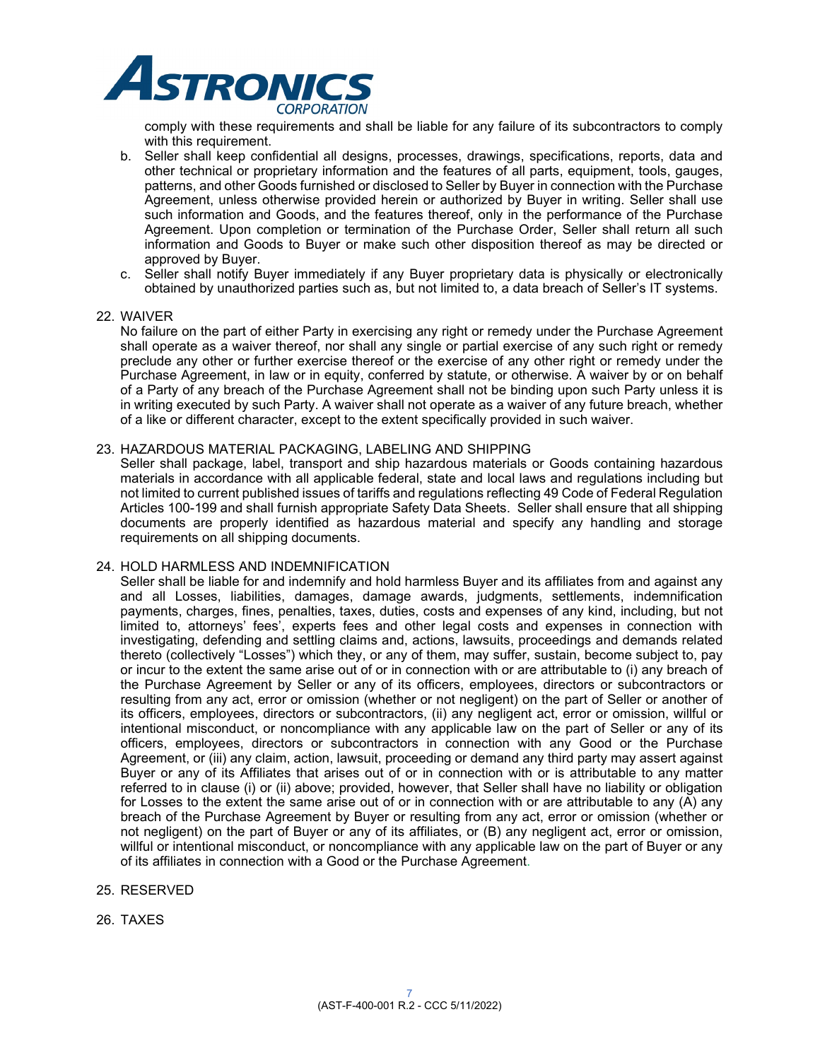comply with these requirements and shall be liable for any failure of its subcontractors to comply with this requirement.

b. Seller shall keep confidential all designs, processes, drawings, specifications, reports, data and other technical or proprietary information and the features of all parts, equipment, tools, gauges, patterns, and other Goods furnished or disclosed to Seller by Buyer in connection with the Purchase Agreement, unless otherwise provided herein or authorized by Buyer in writing. Seller shall use such information and Goods, and the features thereof, only in the performance of the Purchase Agreement. Upon completion or termination of the Purchase Order, Seller shall return all such information and Goods to Buyer or make such other disposition thereof as may be directed or approved by Buyer.

c. Seller shall notify Buyer immediately if any Buyer proprietary data is physically or electronically obtained by unauthorized parties such as, but not limited to, a data breach of Seller's IT systems.

22. WAIVER

No failure on the part of either Party in exercising any right or remedy under the Purchase Agreement shall operate as a waiver thereof, nor shall any single or partial exercise of any such right or remedy preclude any other or further exercise thereof or the exercise of any other right or remedy under the Purchase Agreement, in law or in equity, conferred by statute, or otherwise. A waiver by or on behalf of a Party of any breach of the Purchase Agreement shall not be binding upon such Party unless it is in writing executed by such Party. A waiver shall not operate as a waiver of any future breach, whether of a like or different character, except to the extent specifically provided in such waiver.

23. HAZARDOUS MATERIAL PACKAGING, LABELING AND SHIPPING

Seller shall package, label, transport and ship hazardous materials or Goods containing hazardous materials in accordance with all applicable federal, state and local laws and regulations including but not limited to current published issues of tariffs and regulations reflecting 49 Code of Federal Regulation Articles 100-199 and shall furnish appropriate Safety Data Sheets. Seller shall ensure that all shipping documents are properly identified as hazardous material and specify any handling and storage requirements on all shipping documents.

24. HOLD HARMLESS AND INDEMNIFICATION

Seller shall be liable for and indemnify and hold harmless Buyer and its affiliates from and against any and all Losses, liabilities, damages, damage awards, judgments, settlements, indemnification payments, charges, fines, penalties, taxes, duties, costs and expenses of any kind, including, but not limited to, attorneys' fees', experts fees and other legal costs and expenses in connection with investigating, defending and settling claims and, actions, lawsuits, proceedings and demands related thereto (collectively "Losses") which they, or any of them, may suffer, sustain, become subject to, pay or incur to the extent the same arise out of or in connection with or are attributable to (i) any breach of the Purchase Agreement by Seller or any of its officers, employees, directors or subcontractors or resulting from any act, error or omission (whether or not negligent) on the part of Seller or another of its officers, employees, directors or subcontractors, (ii) any negligent act, error or omission, willful or intentional misconduct, or noncompliance with any applicable law on the part of Seller or any of its officers, employees, directors or subcontractors in connection with any Good or the Purchase Agreement, or (iii) any claim, action, lawsuit, proceeding or demand any third party may assert against Buyer or any of its Affiliates that arises out of or in connection with or is attributable to any matter referred to in clause (i) or (ii) above; provided, however, that Seller shall have no liability or obligation for Losses to the extent the same arise out of or in connection with or are attributable to any (A) any breach of the Purchase Agreement by Buyer or resulting from any act, error or omission (whether or not negligent) on the part of Buyer or any of its affiliates, or (B) any negligent act, error or omission, willful or intentional misconduct, or noncompliance with any applicable law on the part of Buyer or any of its affiliates in connection with a Good or the Purchase Agreement.

25. RESERVED

26. TAXES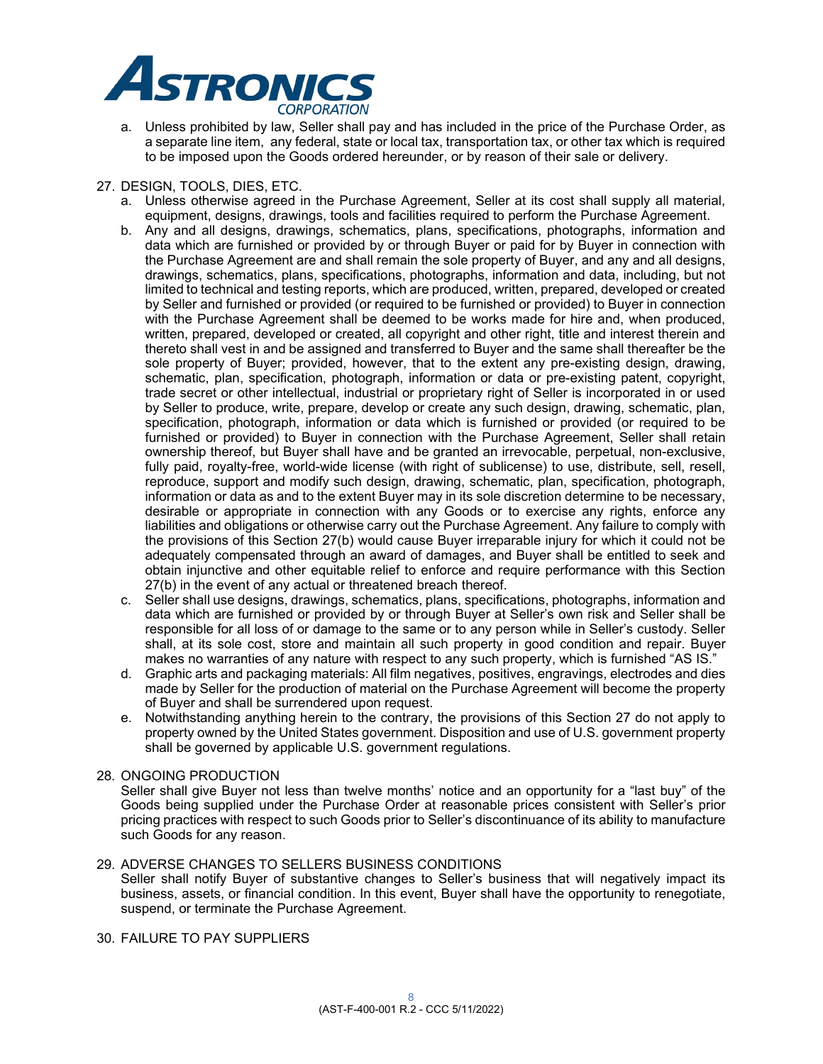a. Unless prohibited by law, Seller shall pay and has included in the price of the Purchase Order, as a separate line item, any federal, state or local tax, transportation tax, or other tax which is required to be imposed upon the Goods ordered hereunder, or by reason of their sale or delivery.

27. DESIGN, TOOLS, DIES, ETC.
    a. Unless otherwise agreed in the Purchase Agreement, Seller at its cost shall supply all material, equipment, designs, drawings, tools and facilities required to perform the Purchase Agreement.
    b. Any and all designs, drawings, schematics, plans, specifications, photographs, information and data which are furnished or provided by or through Buyer or paid for by Buyer in connection with the Purchase Agreement are and shall remain the sole property of Buyer, and any and all designs, drawings, schematics, plans, specifications, photographs, information and data, including, but not limited to technical and testing reports, which are produced, written, prepared, developed or created by Seller and furnished or provided (or required to be furnished or provided) to Buyer in connection with the Purchase Agreement shall be deemed to be works made for hire and, when produced, written, prepared, developed or created, all copyright and other right, title and interest therein and thereto shall vest in and be assigned and transferred to Buyer and the same shall thereafter be the sole property of Buyer; provided, however, that to the extent any pre-existing design, drawing, schematic, plan, specification, photograph, information or data or pre-existing patent, copyright, trade secret or other intellectual, industrial or proprietary right of Seller is incorporated in or used by Seller to produce, write, prepare, develop or create any such design, drawing, schematic, plan, specification, photograph, information or data which is furnished or provided (or required to be furnished or provided) to Buyer in connection with the Purchase Agreement, Seller shall retain ownership thereof, but Buyer shall have and be granted an irrevocable, perpetual, non-exclusive, fully paid, royalty-free, world-wide license (with right of sublicense) to use, distribute, sell, resell, reproduce, support and modify such design, drawing, schematic, plan, specification, photograph, information or data as and to the extent Buyer may in its sole discretion determine to be necessary, desirable or appropriate in connection with any Goods or to exercise any rights, enforce any liabilities and obligations or otherwise carry out the Purchase Agreement. Any failure to comply with the provisions of this Section 27(b) would cause Buyer irreparable injury for which it could not be adequately compensated through an award of damages, and Buyer shall be entitled to seek and obtain injunctive and other equitable relief to enforce and require performance with this Section 27(b) in the event of any actual or threatened breach thereof.
    c. Seller shall use designs, drawings, schematics, plans, specifications, photographs, information and data which are furnished or provided by or through Buyer at Seller's own risk and Seller shall be responsible for all loss of or damage to the same or to any person while in Seller's custody. Seller shall, at its sole cost, store and maintain all such property in good condition and repair. Buyer makes no warranties of any nature with respect to any such property, which is furnished "AS IS."
    d. Graphic arts and packaging materials: All film negatives, positives, engravings, electrodes and dies made by Seller for the production of material on the Purchase Agreement will become the property of Buyer and shall be surrendered upon request.
    e. Notwithstanding anything herein to the contrary, the provisions of this Section 27 do not apply to property owned by the United States government. Disposition and use of U.S. government property shall be governed by applicable U.S. government regulations.

28. ONGOING PRODUCTION

    Seller shall give Buyer not less than twelve months' notice and an opportunity for a "last buy" of the Goods being supplied under the Purchase Order at reasonable prices consistent with Seller's prior pricing practices with respect to such Goods prior to Seller's discontinuance of its ability to manufacture such Goods for any reason.

29. ADVERSE CHANGES TO SELLERS BUSINESS CONDITIONS

    Seller shall notify Buyer of substantive changes to Seller's business that will negatively impact its business, assets, or financial condition. In this event, Buyer shall have the opportunity to renegotiate, suspend, or terminate the Purchase Agreement.

30. FAILURE TO PAY SUPPLIERS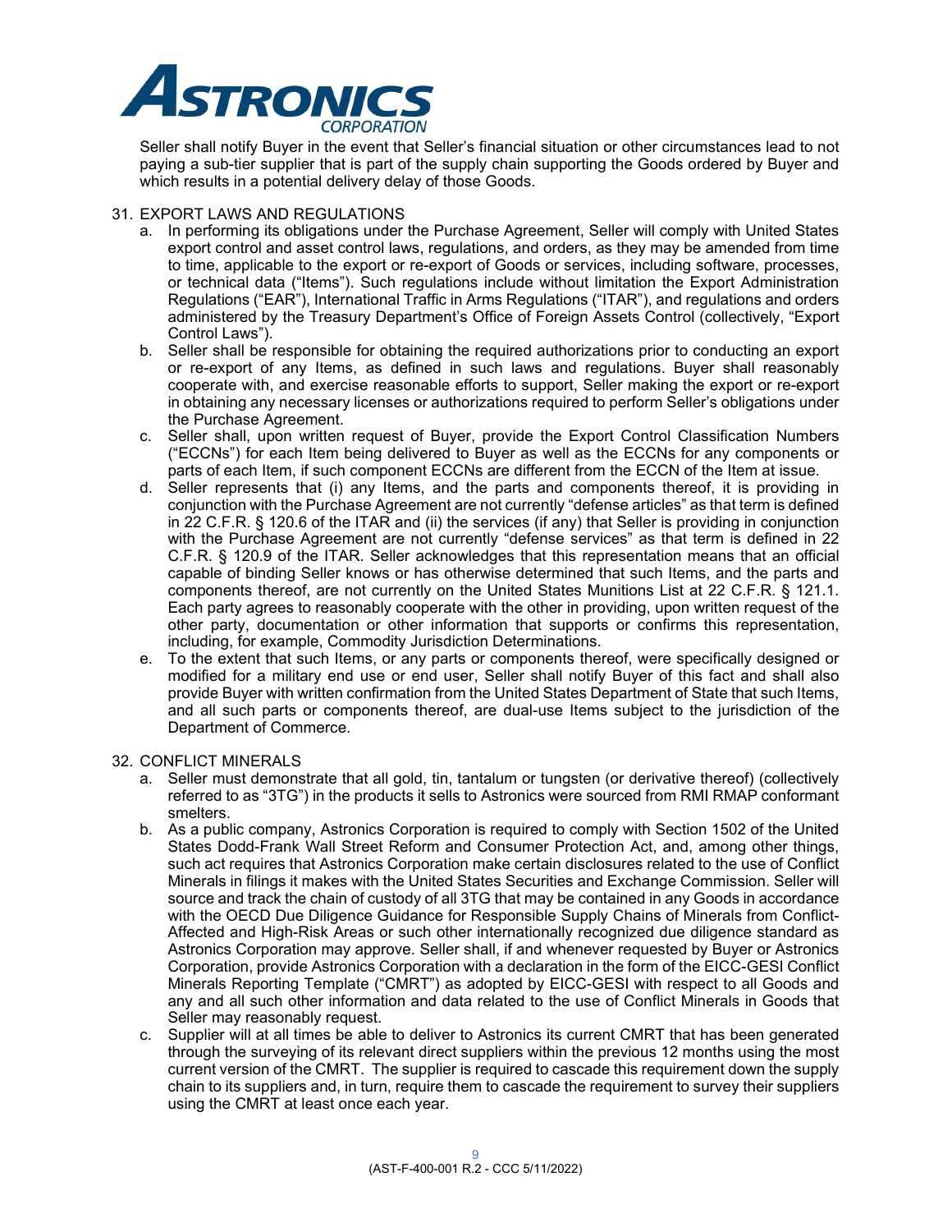Seller shall notify Buyer in the event that Seller's financial situation or other circumstances lead to not paying a sub-tier supplier that is part of the supply chain supporting the Goods ordered by Buyer and which results in a potential delivery delay of those Goods.

31. EXPORT LAWS AND REGULATIONS
    a. In performing its obligations under the Purchase Agreement, Seller will comply with United States export control and asset control laws, regulations, and orders, as they may be amended from time to time, applicable to the export or re-export of Goods or services, including software, processes, or technical data ("Items"). Such regulations include without limitation the Export Administration Regulations ("EAR"), International Traffic in Arms Regulations ("ITAR"), and regulations and orders administered by the Treasury Department's Office of Foreign Assets Control (collectively, "Export Control Laws").
    b. Seller shall be responsible for obtaining the required authorizations prior to conducting an export or re-export of any Items, as defined in such laws and regulations. Buyer shall reasonably cooperate with, and exercise reasonable efforts to support, Seller making the export or re-export in obtaining any necessary licenses or authorizations required to perform Seller's obligations under the Purchase Agreement.
    c. Seller shall, upon written request of Buyer, provide the Export Control Classification Numbers ("ECCNs") for each Item being delivered to Buyer as well as the ECCNs for any components or parts of each Item, if such component ECCNs are different from the ECCN of the Item at issue.
    d. Seller represents that (i) any Items, and the parts and components thereof, it is providing in conjunction with the Purchase Agreement are not currently "defense articles" as that term is defined in 22 C.F.R. § 120.6 of the ITAR and (ii) the services (if any) that Seller is providing in conjunction with the Purchase Agreement are not currently "defense services" as that term is defined in 22 C.F.R. § 120.9 of the ITAR. Seller acknowledges that this representation means that an official capable of binding Seller knows or has otherwise determined that such Items, and the parts and components thereof, are not currently on the United States Munitions List at 22 C.F.R. § 121.1. Each party agrees to reasonably cooperate with the other in providing, upon written request of the other party, documentation or other information that supports or confirms this representation, including, for example, Commodity Jurisdiction Determinations.
    e. To the extent that such Items, or any parts or components thereof, were specifically designed or modified for a military end use or end user, Seller shall notify Buyer of this fact and shall also provide Buyer with written confirmation from the United States Department of State that such Items, and all such parts or components thereof, are dual-use Items subject to the jurisdiction of the Department of Commerce.

32. CONFLICT MINERALS
    a. Seller must demonstrate that all gold, tin, tantalum or tungsten (or derivative thereof) (collectively referred to as "3TG") in the products it sells to Astronics were sourced from RMI RMAP conformant smelters.
    b. As a public company, Astronics Corporation is required to comply with Section 1502 of the United States Dodd-Frank Wall Street Reform and Consumer Protection Act, and, among other things, such act requires that Astronics Corporation make certain disclosures related to the use of Conflict Minerals in filings it makes with the United States Securities and Exchange Commission. Seller will source and track the chain of custody of all 3TG that may be contained in any Goods in accordance with the OECD Due Diligence Guidance for Responsible Supply Chains of Minerals from Conflict-Affected and High-Risk Areas or such other internationally recognized due diligence standard as Astronics Corporation may approve. Seller shall, if and whenever requested by Buyer or Astronics Corporation, provide Astronics Corporation with a declaration in the form of the EICC-GESI Conflict Minerals Reporting Template ("CMRT") as adopted by EICC-GESI with respect to all Goods and any and all such other information and data related to the use of Conflict Minerals in Goods that Seller may reasonably request.
    c. Supplier will at all times be able to deliver to Astronics its current CMRT that has been generated through the surveying of its relevant direct suppliers within the previous 12 months using the most current version of the CMRT. The supplier is required to cascade this requirement down the supply chain to its suppliers and, in turn, require them to cascade the requirement to survey their suppliers using the CMRT at least once each year.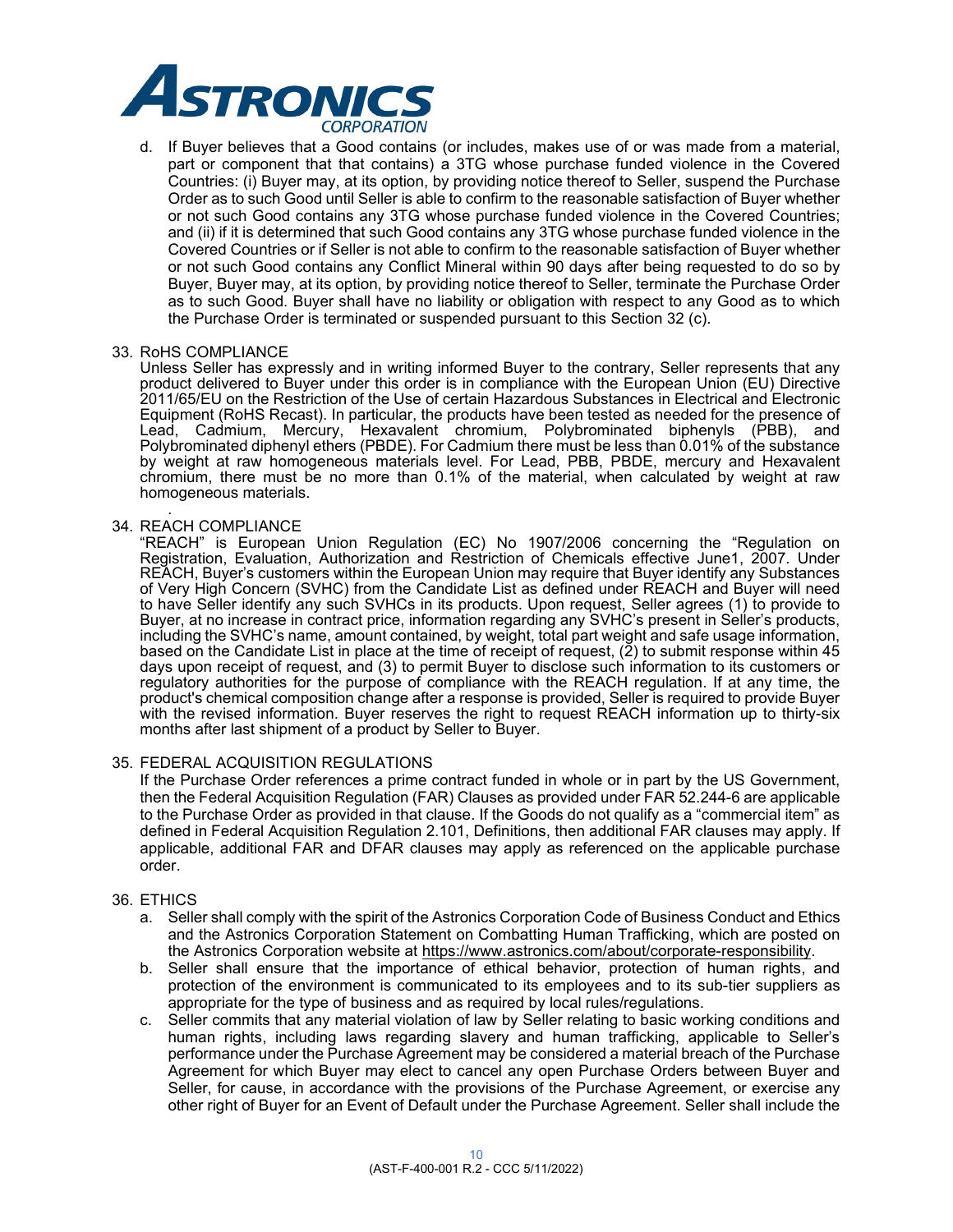d. If Buyer believes that a Good contains (or includes, makes use of or was made from a material, part or component that that contains) a 3TG whose purchase funded violence in the Covered Countries: (i) Buyer may, at its option, by providing notice thereof to Seller, suspend the Purchase Order as to such Good until Seller is able to confirm to the reasonable satisfaction of Buyer whether or not such Good contains any 3TG whose purchase funded violence in the Covered Countries; and (ii) if it is determined that such Good contains any 3TG whose purchase funded violence in the Covered Countries or if Seller is not able to confirm to the reasonable satisfaction of Buyer whether or not such Good contains any Conflict Mineral within 90 days after being requested to do so by Buyer, Buyer may, at its option, by providing notice thereof to Seller, terminate the Purchase Order as to such Good. Buyer shall have no liability or obligation with respect to any Good as to which the Purchase Order is terminated or suspended pursuant to this Section 32 (c).

33. RoHS COMPLIANCE

Unless Seller has expressly and in writing informed Buyer to the contrary, Seller represents that any product delivered to Buyer under this order is in compliance with the European Union (EU) Directive 2011/65/EU on the Restriction of the Use of certain Hazardous Substances in Electrical and Electronic Equipment (RoHS Recast). In particular, the products have been tested as needed for the presence of Lead, Cadmium, Mercury, Hexavalent chromium, Polybrominated biphenyls (PBB), and Polybrominated diphenyl ethers (PBDE). For Cadmium there must be less than 0.01% of the substance by weight at raw homogeneous materials level. For Lead, PBB, PBDE, mercury and Hexavalent chromium, there must be no more than 0.1% of the material, when calculated by weight at raw homogeneous materials.

34. REACH COMPLIANCE

"REACH" is European Union Regulation (EC) No 1907/2006 concerning the "Regulation on Registration, Evaluation, Authorization and Restriction of Chemicals effective June1, 2007. Under REACH, Buyer's customers within the European Union may require that Buyer identify any Substances of Very High Concern (SVHC) from the Candidate List as defined under REACH and Buyer will need to have Seller identify any such SVHCs in its products. Upon request, Seller agrees (1) to provide to Buyer, at no increase in contract price, information regarding any SVHC's present in Seller's products, including the SVHC's name, amount contained, by weight, total part weight and safe usage information, based on the Candidate List in place at the time of receipt of request, (2) to submit response within 45 days upon receipt of request, and (3) to permit Buyer to disclose such information to its customers or regulatory authorities for the purpose of compliance with the REACH regulation. If at any time, the product's chemical composition change after a response is provided, Seller is required to provide Buyer with the revised information. Buyer reserves the right to request REACH information up to thirty-six months after last shipment of a product by Seller to Buyer.

35. FEDERAL ACQUISITION REGULATIONS

If the Purchase Order references a prime contract funded in whole or in part by the US Government, then the Federal Acquisition Regulation (FAR) Clauses as provided under FAR 52.244-6 are applicable to the Purchase Order as provided in that clause. If the Goods do not qualify as a "commercial item" as defined in Federal Acquisition Regulation 2.101, Definitions, then additional FAR clauses may apply. If applicable, additional FAR and DFAR clauses may apply as referenced on the applicable purchase order.

36. ETHICS

a. Seller shall comply with the spirit of the Astronics Corporation Code of Business Conduct and Ethics and the Astronics Corporation Statement on Combatting Human Trafficking, which are posted on the Astronics Corporation website at https://www.astronics.com/about/corporate-responsibility.
b. Seller shall ensure that the importance of ethical behavior, protection of human rights, and protection of the environment is communicated to its employees and to its sub-tier suppliers as appropriate for the type of business and as required by local rules/regulations.
c. Seller commits that any material violation of law by Seller relating to basic working conditions and human rights, including laws regarding slavery and human trafficking, applicable to Seller's performance under the Purchase Agreement may be considered a material breach of the Purchase Agreement for which Buyer may elect to cancel any open Purchase Orders between Buyer and Seller, for cause, in accordance with the provisions of the Purchase Agreement, or exercise any other right of Buyer for an Event of Default under the Purchase Agreement. Seller shall include the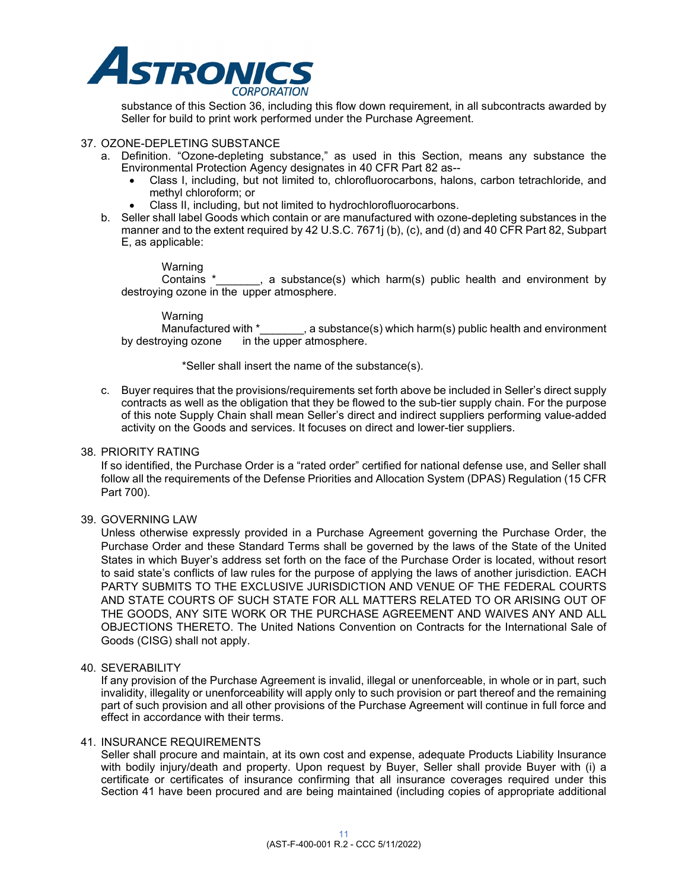substance of this Section 36, including this flow down requirement, in all subcontracts awarded by Seller for build to print work performed under the Purchase Agreement.

37. OZONE-DEPLETING SUBSTANCE
    a. Definition. “Ozone-depleting substance,” as used in this Section, means any substance the Environmental Protection Agency designates in 40 CFR Part 82 as--
        - Class I, including, but not limited to, chlorofluorocarbons, halons, carbon tetrachloride, and methyl chloroform; or
        - Class II, including, but not limited to hydrochlorofluorocarbons.
    b. Seller shall label Goods which contain or are manufactured with ozone-depleting substances in the manner and to the extent required by 42 U.S.C. 7671j (b), (c), and (d) and 40 CFR Part 82, Subpart E, as applicable:

       Warning
       Contains *_______, a substance(s) which harm(s) public health and environment by destroying ozone in the upper atmosphere.

       Warning
       Manufactured with *_______, a substance(s) which harm(s) public health and environment by destroying ozone in the upper atmosphere.

       *Seller shall insert the name of the substance(s).

    c. Buyer requires that the provisions/requirements set forth above be included in Seller’s direct supply contracts as well as the obligation that they be flowed to the sub-tier supply chain. For the purpose of this note Supply Chain shall mean Seller’s direct and indirect suppliers performing value-added activity on the Goods and services. It focuses on direct and lower-tier suppliers.

38. PRIORITY RATING
    If so identified, the Purchase Order is a “rated order” certified for national defense use, and Seller shall follow all the requirements of the Defense Priorities and Allocation System (DPAS) Regulation (15 CFR Part 700).

39. GOVERNING LAW
    Unless otherwise expressly provided in a Purchase Agreement governing the Purchase Order, the Purchase Order and these Standard Terms shall be governed by the laws of the State of the United States in which Buyer’s address set forth on the face of the Purchase Order is located, without resort to said state’s conflicts of law rules for the purpose of applying the laws of another jurisdiction. EACH PARTY SUBMITS TO THE EXCLUSIVE JURISDICTION AND VENUE OF THE FEDERAL COURTS AND STATE COURTS OF SUCH STATE FOR ALL MATTERS RELATED TO OR ARISING OUT OF THE GOODS, ANY SITE WORK OR THE PURCHASE AGREEMENT AND WAIVES ANY AND ALL OBJECTIONS THERETO. The United Nations Convention on Contracts for the International Sale of Goods (CISG) shall not apply.

40. SEVERABILITY
    If any provision of the Purchase Agreement is invalid, illegal or unenforceable, in whole or in part, such invalidity, illegality or unenforceability will apply only to such provision or part thereof and the remaining part of such provision and all other provisions of the Purchase Agreement will continue in full force and effect in accordance with their terms.

41. INSURANCE REQUIREMENTS
    Seller shall procure and maintain, at its own cost and expense, adequate Products Liability Insurance with bodily injury/death and property. Upon request by Buyer, Seller shall provide Buyer with (i) a certificate or certificates of insurance confirming that all insurance coverages required under this Section 41 have been procured and are being maintained (including copies of appropriate additional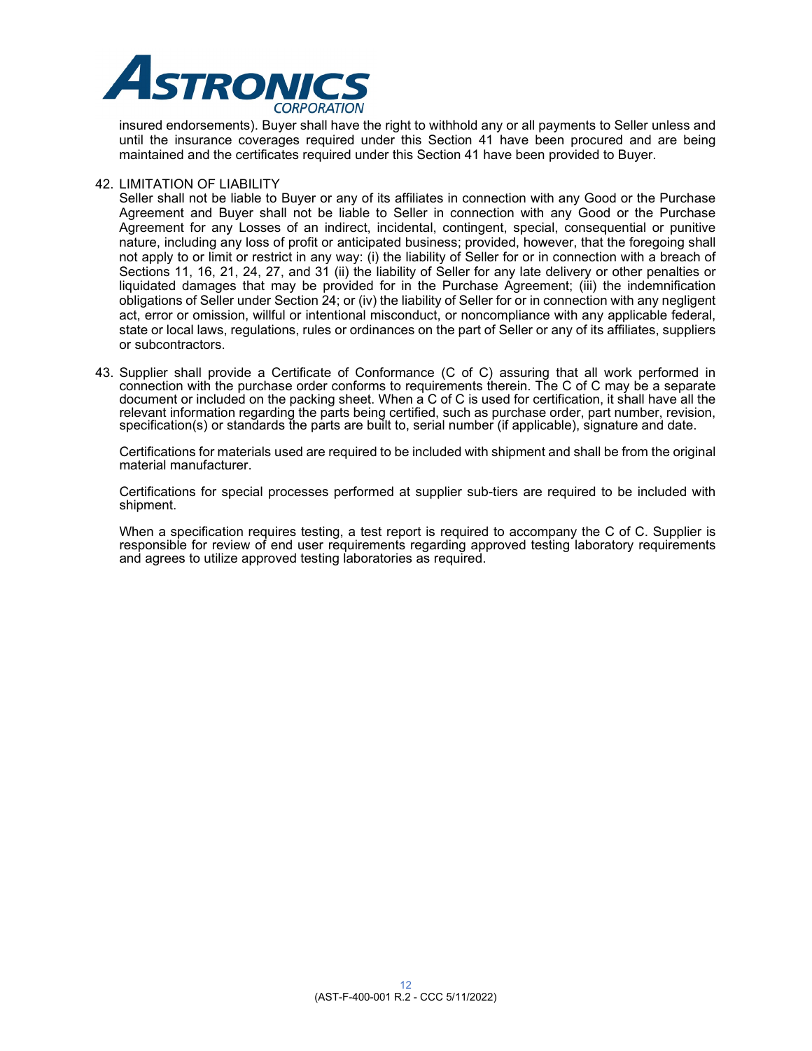insured endorsements). Buyer shall have the right to withhold any or all payments to Seller unless and until the insurance coverages required under this Section 41 have been procured and are being maintained and the certificates required under this Section 41 have been provided to Buyer.

42. LIMITATION OF LIABILITY

Seller shall not be liable to Buyer or any of its affiliates in connection with any Good or the Purchase Agreement and Buyer shall not be liable to Seller in connection with any Good or the Purchase Agreement for any Losses of an indirect, incidental, contingent, special, consequential or punitive nature, including any loss of profit or anticipated business; provided, however, that the foregoing shall not apply to or limit or restrict in any way: (i) the liability of Seller for or in connection with a breach of Sections 11, 16, 21, 24, 27, and 31 (ii) the liability of Seller for any late delivery or other penalties or liquidated damages that may be provided for in the Purchase Agreement; (iii) the indemnification obligations of Seller under Section 24; or (iv) the liability of Seller for or in connection with any negligent act, error or omission, willful or intentional misconduct, or noncompliance with any applicable federal, state or local laws, regulations, rules or ordinances on the part of Seller or any of its affiliates, suppliers or subcontractors.

43. Supplier shall provide a Certificate of Conformance (C of C) assuring that all work performed in connection with the purchase order conforms to requirements therein. The C of C may be a separate document or included on the packing sheet. When a C of C is used for certification, it shall have all the relevant information regarding the parts being certified, such as purchase order, part number, revision, specification(s) or standards the parts are built to, serial number (if applicable), signature and date.

Certifications for materials used are required to be included with shipment and shall be from the original material manufacturer.

Certifications for special processes performed at supplier sub-tiers are required to be included with shipment.

When a specification requires testing, a test report is required to accompany the C of C. Supplier is responsible for review of end user requirements regarding approved testing laboratory requirements and agrees to utilize approved testing laboratories as required.